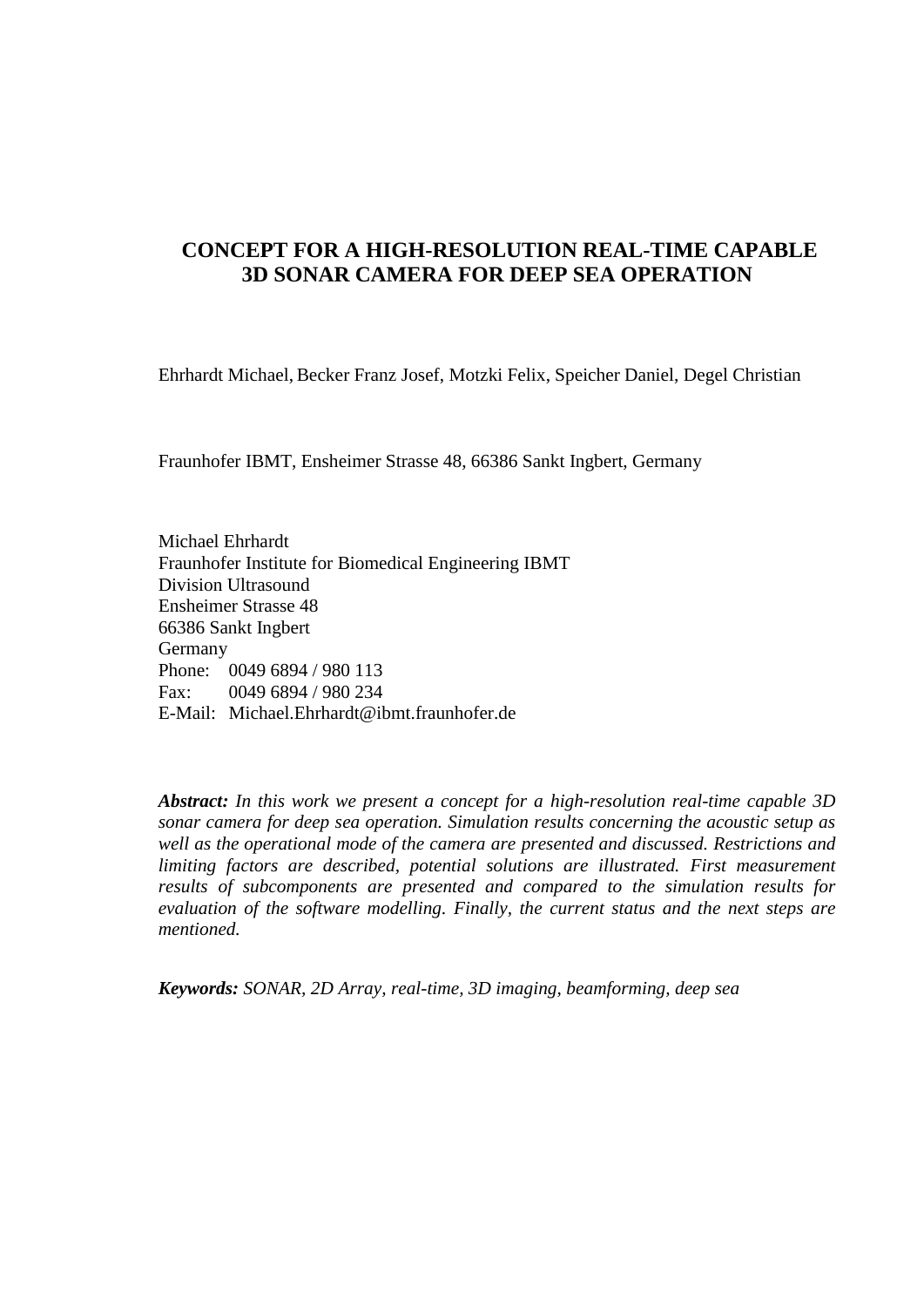# CONCEPT FOR A HIGH-RESOLUTION REAL-TIME CAPABLE 3D SONAR CAMERA FOR DEEP SEA OPERATION

Ehrhardt Michael, Becker Franz Josef, Motzki Felix, Speicher Daniel, Degel Christian

Fraunhofer IBMT, Ensheimer Strasse 48, 66386 Sankt Ingbert, Germany

Michael Ehrhardt
Fraunhofer Institute for Biomedical Engineering IBMT
Division Ultrasound
Ensheimer Strasse 48
66386 Sankt Ingbert
Germany
Phone: 0049 6894 / 980 113
Fax: 0049 6894 / 980 234
E-Mail: Michael.Ehrhardt@ibmt.fraunhofer.de

***Abstract:*** *In this work we present a concept for a high-resolution real-time capable 3D sonar camera for deep sea operation. Simulation results concerning the acoustic setup as well as the operational mode of the camera are presented and discussed. Restrictions and limiting factors are described, potential solutions are illustrated. First measurement results of subcomponents are presented and compared to the simulation results for evaluation of the software modelling. Finally, the current status and the next steps are mentioned.*

***Keywords:*** *SONAR, 2D Array, real-time, 3D imaging, beamforming, deep sea*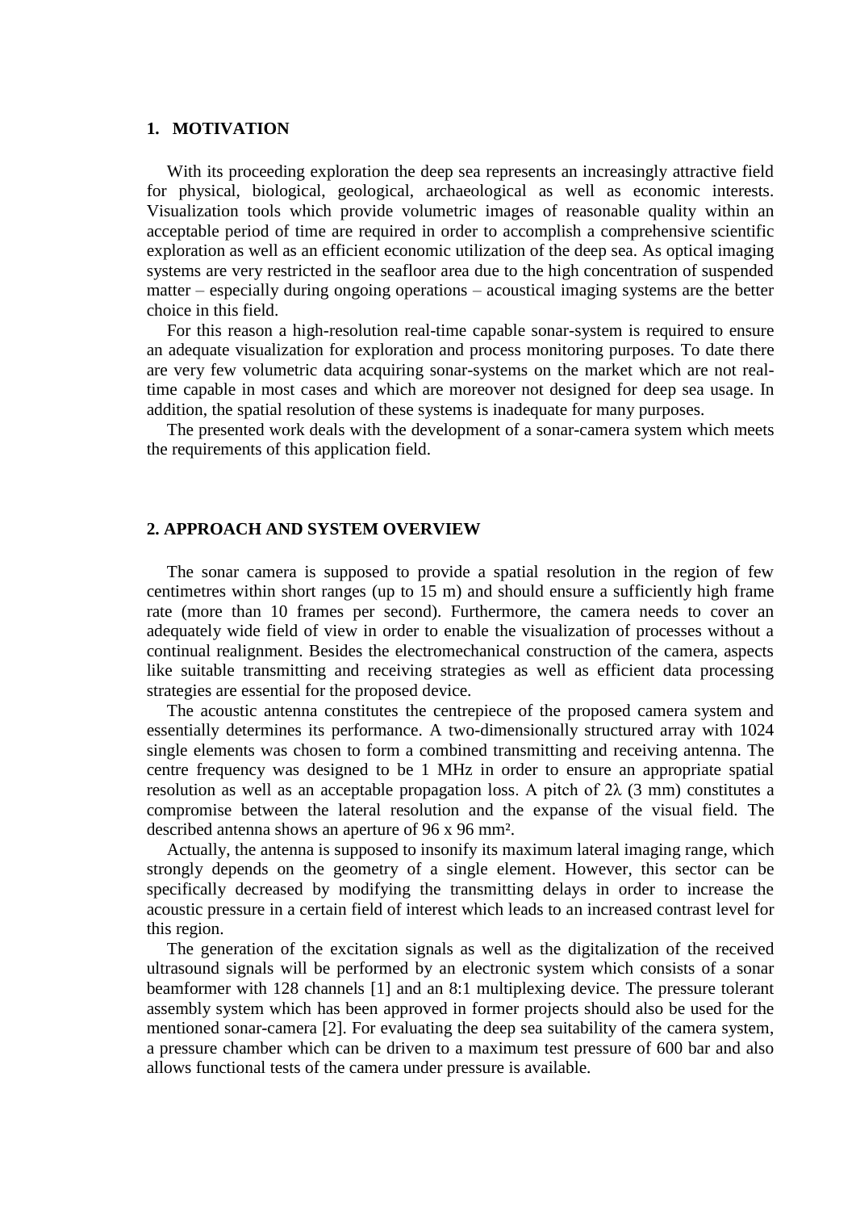## 1. MOTIVATION

With its proceeding exploration the deep sea represents an increasingly attractive field for physical, biological, geological, archaeological as well as economic interests. Visualization tools which provide volumetric images of reasonable quality within an acceptable period of time are required in order to accomplish a comprehensive scientific exploration as well as an efficient economic utilization of the deep sea. As optical imaging systems are very restricted in the seafloor area due to the high concentration of suspended matter – especially during ongoing operations – acoustical imaging systems are the better choice in this field.

For this reason a high-resolution real-time capable sonar-system is required to ensure an adequate visualization for exploration and process monitoring purposes. To date there are very few volumetric data acquiring sonar-systems on the market which are not real-time capable in most cases and which are moreover not designed for deep sea usage. In addition, the spatial resolution of these systems is inadequate for many purposes.

The presented work deals with the development of a sonar-camera system which meets the requirements of this application field.

## 2. APPROACH AND SYSTEM OVERVIEW

The sonar camera is supposed to provide a spatial resolution in the region of few centimetres within short ranges (up to 15 m) and should ensure a sufficiently high frame rate (more than 10 frames per second). Furthermore, the camera needs to cover an adequately wide field of view in order to enable the visualization of processes without a continual realignment. Besides the electromechanical construction of the camera, aspects like suitable transmitting and receiving strategies as well as efficient data processing strategies are essential for the proposed device.

The acoustic antenna constitutes the centrepiece of the proposed camera system and essentially determines its performance. A two-dimensionally structured array with 1024 single elements was chosen to form a combined transmitting and receiving antenna. The centre frequency was designed to be 1 MHz in order to ensure an appropriate spatial resolution as well as an acceptable propagation loss. A pitch of $2\lambda$ (3 mm) constitutes a compromise between the lateral resolution and the expanse of the visual field. The described antenna shows an aperture of 96 x 96 mm².

Actually, the antenna is supposed to insonify its maximum lateral imaging range, which strongly depends on the geometry of a single element. However, this sector can be specifically decreased by modifying the transmitting delays in order to increase the acoustic pressure in a certain field of interest which leads to an increased contrast level for this region.

The generation of the excitation signals as well as the digitalization of the received ultrasound signals will be performed by an electronic system which consists of a sonar beamformer with 128 channels [1] and an 8:1 multiplexing device. The pressure tolerant assembly system which has been approved in former projects should also be used for the mentioned sonar-camera [2]. For evaluating the deep sea suitability of the camera system, a pressure chamber which can be driven to a maximum test pressure of 600 bar and also allows functional tests of the camera under pressure is available.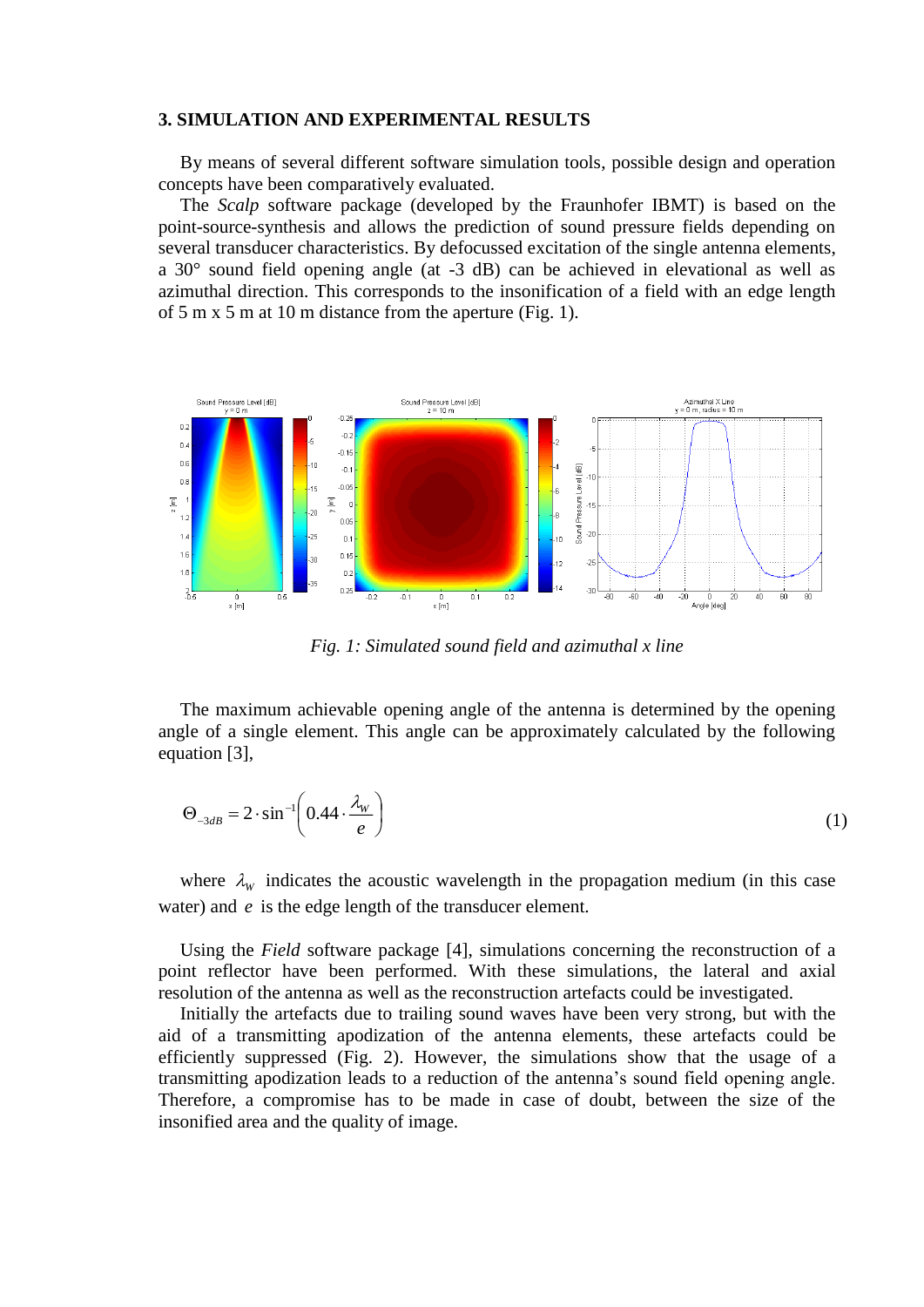## 3. SIMULATION AND EXPERIMENTAL RESULTS

By means of several different software simulation tools, possible design and operation concepts have been comparatively evaluated.

The *Scalp* software package (developed by the Fraunhofer IBMT) is based on the point-source-synthesis and allows the prediction of sound pressure fields depending on several transducer characteristics. By defocussed excitation of the single antenna elements, a 30° sound field opening angle (at -3 dB) can be achieved in elevational as well as azimuthal direction. This corresponds to the insonification of a field with an edge length of 5 m x 5 m at 10 m distance from the aperture (Fig. 1).

*Fig. 1: Simulated sound field and azimuthal x line*

The maximum achievable opening angle of the antenna is determined by the opening angle of a single element. This angle can be approximately calculated by the following equation [3],

$$\Theta_{-3dB} = 2 \cdot \sin^{-1}\left(0.44 \cdot \frac{\lambda_W}{e}\right) \tag{1}$$

where $\lambda_W$ indicates the acoustic wavelength in the propagation medium (in this case water) and $e$ is the edge length of the transducer element.

Using the *Field* software package [4], simulations concerning the reconstruction of a point reflector have been performed. With these simulations, the lateral and axial resolution of the antenna as well as the reconstruction artefacts could be investigated.

Initially the artefacts due to trailing sound waves have been very strong, but with the aid of a transmitting apodization of the antenna elements, these artefacts could be efficiently suppressed (Fig. 2). However, the simulations show that the usage of a transmitting apodization leads to a reduction of the antenna's sound field opening angle. Therefore, a compromise has to be made in case of doubt, between the size of the insonified area and the quality of image.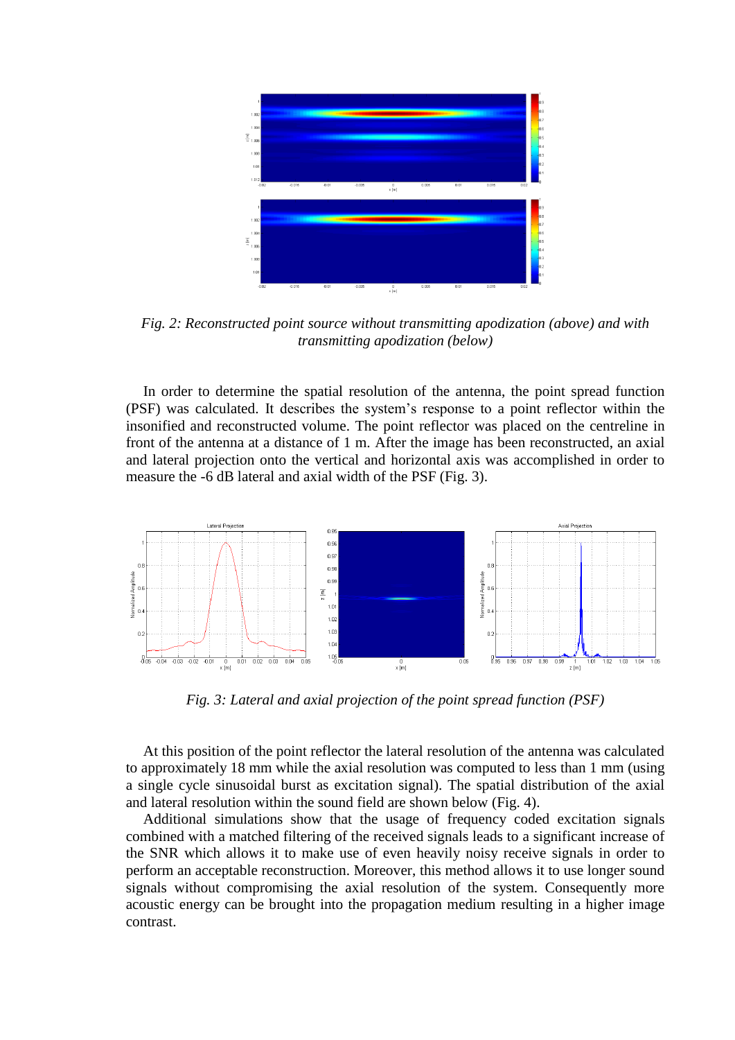*Fig. 2: Reconstructed point source without transmitting apodization (above) and with transmitting apodization (below)*

In order to determine the spatial resolution of the antenna, the point spread function (PSF) was calculated. It describes the system's response to a point reflector within the insonified and reconstructed volume. The point reflector was placed on the centreline in front of the antenna at a distance of 1 m. After the image has been reconstructed, an axial and lateral projection onto the vertical and horizontal axis was accomplished in order to measure the -6 dB lateral and axial width of the PSF (Fig. 3).

*Fig. 3: Lateral and axial projection of the point spread function (PSF)*

At this position of the point reflector the lateral resolution of the antenna was calculated to approximately 18 mm while the axial resolution was computed to less than 1 mm (using a single cycle sinusoidal burst as excitation signal). The spatial distribution of the axial and lateral resolution within the sound field are shown below (Fig. 4).

Additional simulations show that the usage of frequency coded excitation signals combined with a matched filtering of the received signals leads to a significant increase of the SNR which allows it to make use of even heavily noisy receive signals in order to perform an acceptable reconstruction. Moreover, this method allows it to use longer sound signals without compromising the axial resolution of the system. Consequently more acoustic energy can be brought into the propagation medium resulting in a higher image contrast.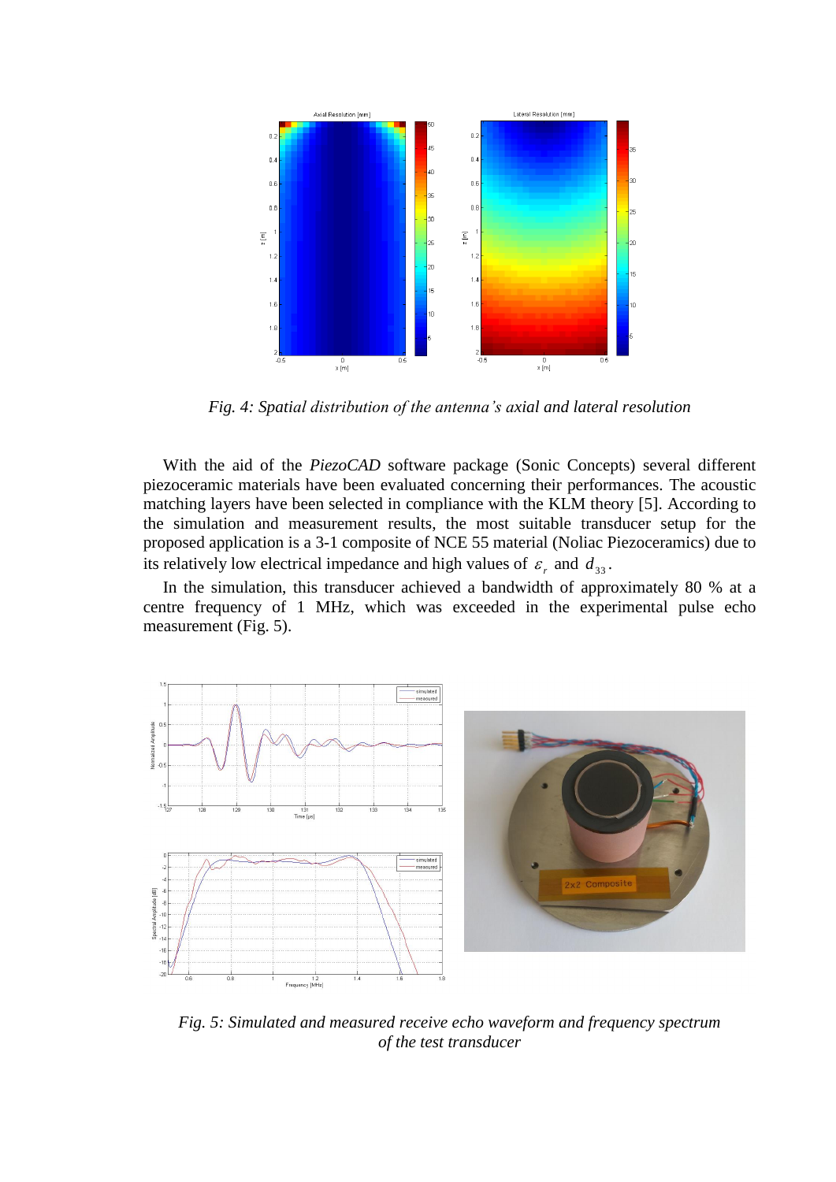*Fig. 4: Spatial distribution of the antenna's axial and lateral resolution*

With the aid of the *PiezoCAD* software package (Sonic Concepts) several different piezoceramic materials have been evaluated concerning their performances. The acoustic matching layers have been selected in compliance with the KLM theory [5]. According to the simulation and measurement results, the most suitable transducer setup for the proposed application is a 3-1 composite of NCE 55 material (Noliac Piezoceramics) due to its relatively low electrical impedance and high values of $\varepsilon_r$ and $d_{33}$.

In the simulation, this transducer achieved a bandwidth of approximately 80 % at a centre frequency of 1 MHz, which was exceeded in the experimental pulse echo measurement (Fig. 5).

*Fig. 5: Simulated and measured receive echo waveform and frequency spectrum of the test transducer*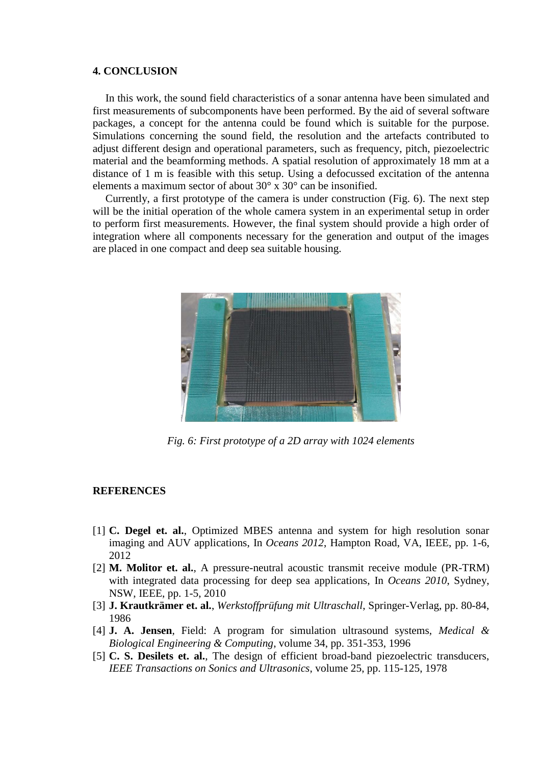## 4. CONCLUSION

In this work, the sound field characteristics of a sonar antenna have been simulated and first measurements of subcomponents have been performed. By the aid of several software packages, a concept for the antenna could be found which is suitable for the purpose. Simulations concerning the sound field, the resolution and the artefacts contributed to adjust different design and operational parameters, such as frequency, pitch, piezoelectric material and the beamforming methods. A spatial resolution of approximately 18 mm at a distance of 1 m is feasible with this setup. Using a defocussed excitation of the antenna elements a maximum sector of about 30° x 30° can be insonified.

Currently, a first prototype of the camera is under construction (Fig. 6). The next step will be the initial operation of the whole camera system in an experimental setup in order to perform first measurements. However, the final system should provide a high order of integration where all components necessary for the generation and output of the images are placed in one compact and deep sea suitable housing.

*Fig. 6: First prototype of a 2D array with 1024 elements*

## REFERENCES

[1] **C. Degel et. al.**, Optimized MBES antenna and system for high resolution sonar imaging and AUV applications, In *Oceans 2012*, Hampton Road, VA, IEEE, pp. 1-6, 2012

[2] **M. Molitor et. al.**, A pressure-neutral acoustic transmit receive module (PR-TRM) with integrated data processing for deep sea applications, In *Oceans 2010*, Sydney, NSW, IEEE, pp. 1-5, 2010

[3] **J. Krautkrämer et. al.**, *Werkstoffprüfung mit Ultraschall*, Springer-Verlag, pp. 80-84, 1986

[4] **J. A. Jensen**, Field: A program for simulation ultrasound systems, *Medical & Biological Engineering & Computing*, volume 34, pp. 351-353, 1996

[5] **C. S. Desilets et. al.**, The design of efficient broad-band piezoelectric transducers, *IEEE Transactions on Sonics and Ultrasonics*, volume 25, pp. 115-125, 1978